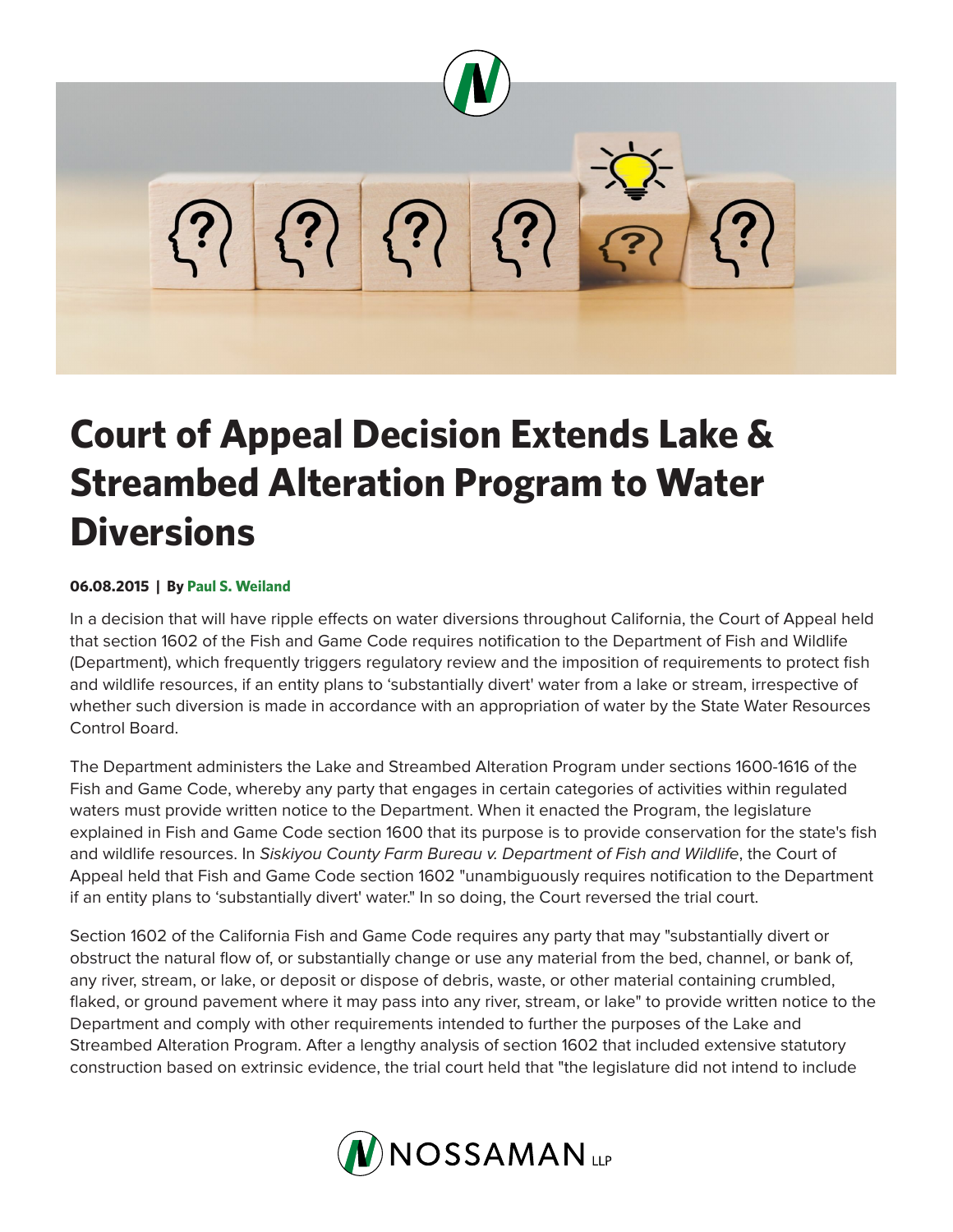# Court of Appeal Decision Extends Lake & Streambed Alteration Program to Water Diversions

**06.08.2015 | By Paul S. Weiland**

In a decision that will have ripple effects on water diversions throughout California, the Court of Appeal held that section 1602 of the Fish and Game Code requires notification to the Department of Fish and Wildlife (Department), which frequently triggers regulatory review and the imposition of requirements to protect fish and wildlife resources, if an entity plans to 'substantially divert' water from a lake or stream, irrespective of whether such diversion is made in accordance with an appropriation of water by the State Water Resources Control Board.

The Department administers the Lake and Streambed Alteration Program under sections 1600-1616 of the Fish and Game Code, whereby any party that engages in certain categories of activities within regulated waters must provide written notice to the Department. When it enacted the Program, the legislature explained in Fish and Game Code section 1600 that its purpose is to provide conservation for the state's fish and wildlife resources. In *Siskiyou County Farm Bureau v. Department of Fish and Wildlife*, the Court of Appeal held that Fish and Game Code section 1602 "unambiguously requires notification to the Department if an entity plans to 'substantially divert' water." In so doing, the Court reversed the trial court.

Section 1602 of the California Fish and Game Code requires any party that may "substantially divert or obstruct the natural flow of, or substantially change or use any material from the bed, channel, or bank of, any river, stream, or lake, or deposit or dispose of debris, waste, or other material containing crumbled, flaked, or ground pavement where it may pass into any river, stream, or lake" to provide written notice to the Department and comply with other requirements intended to further the purposes of the Lake and Streambed Alteration Program. After a lengthy analysis of section 1602 that included extensive statutory construction based on extrinsic evidence, the trial court held that "the legislature did not intend to include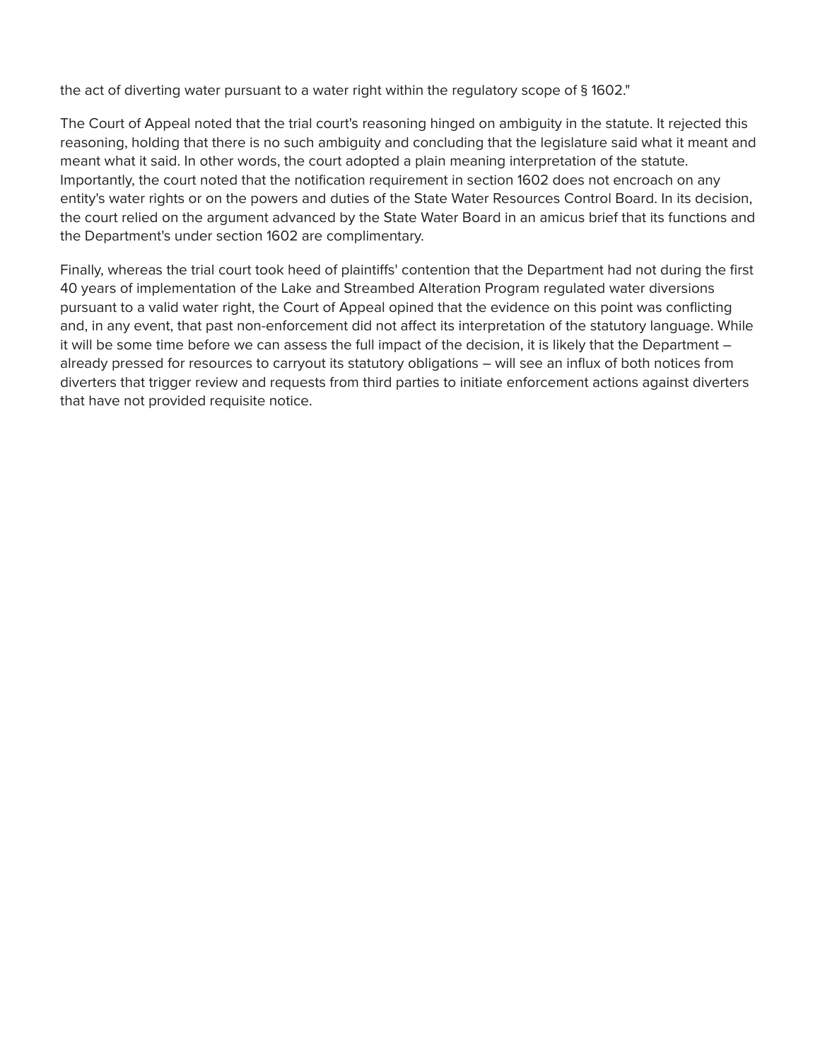the act of diverting water pursuant to a water right within the regulatory scope of § 1602."

The Court of Appeal noted that the trial court's reasoning hinged on ambiguity in the statute. It rejected this reasoning, holding that there is no such ambiguity and concluding that the legislature said what it meant and meant what it said. In other words, the court adopted a plain meaning interpretation of the statute. Importantly, the court noted that the notification requirement in section 1602 does not encroach on any entity's water rights or on the powers and duties of the State Water Resources Control Board. In its decision, the court relied on the argument advanced by the State Water Board in an amicus brief that its functions and the Department's under section 1602 are complimentary.

Finally, whereas the trial court took heed of plaintiffs' contention that the Department had not during the first 40 years of implementation of the Lake and Streambed Alteration Program regulated water diversions pursuant to a valid water right, the Court of Appeal opined that the evidence on this point was conflicting and, in any event, that past non-enforcement did not affect its interpretation of the statutory language. While it will be some time before we can assess the full impact of the decision, it is likely that the Department – already pressed for resources to carryout its statutory obligations – will see an influx of both notices from diverters that trigger review and requests from third parties to initiate enforcement actions against diverters that have not provided requisite notice.